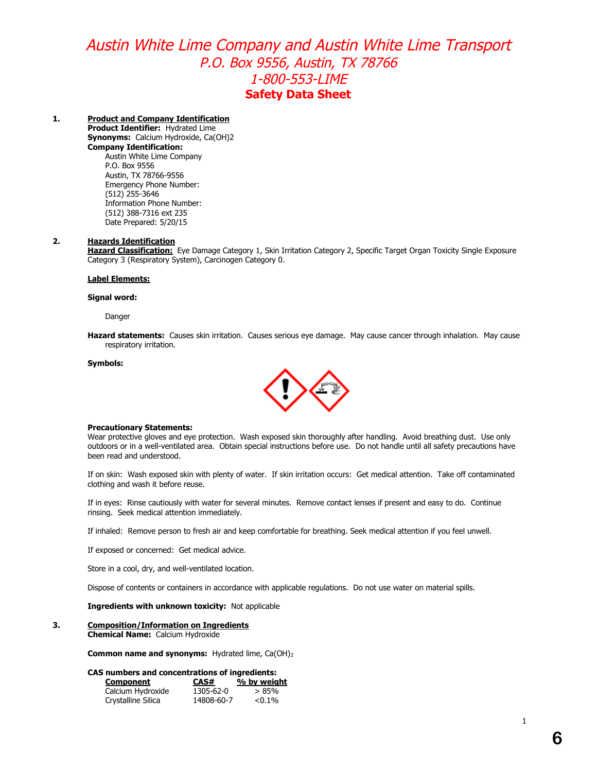# Austin White Lime Company and Austin White Lime Transport

*P.O. Box 9556, Austin, TX 78766*

*1-800-553-LIME*

## Safety Data Sheet

**1. Product and Company Identification**

**Product Identifier:** Hydrated Lime

**Synonyms:** Calcium Hydroxide, Ca(OH)2

**Company Identification:**

Austin White Lime Company
P.O. Box 9556
Austin, TX 78766-9556
Emergency Phone Number:
(512) 255-3646
Information Phone Number:
(512) 388-7316 ext 235
Date Prepared: 5/20/15

**2. Hazards Identification**

**Hazard Classification:** Eye Damage Category 1, Skin Irritation Category 2, Specific Target Organ Toxicity Single Exposure Category 3 (Respiratory System), Carcinogen Category 0.

**Label Elements:**

**Signal word:**

Danger

**Hazard statements:** Causes skin irritation. Causes serious eye damage. May cause cancer through inhalation. May cause respiratory irritation.

**Symbols:**

**Precautionary Statements:**

Wear protective gloves and eye protection. Wash exposed skin thoroughly after handling. Avoid breathing dust. Use only outdoors or in a well-ventilated area. Obtain special instructions before use. Do not handle until all safety precautions have been read and understood.

If on skin: Wash exposed skin with plenty of water. If skin irritation occurs: Get medical attention. Take off contaminated clothing and wash it before reuse.

If in eyes: Rinse cautiously with water for several minutes. Remove contact lenses if present and easy to do. Continue rinsing. Seek medical attention immediately.

If inhaled: Remove person to fresh air and keep comfortable for breathing. Seek medical attention if you feel unwell.

If exposed or concerned: Get medical advice.

Store in a cool, dry, and well-ventilated location.

Dispose of contents or containers in accordance with applicable regulations. Do not use water on material spills.

**Ingredients with unknown toxicity:** Not applicable

**3. Composition/Information on Ingredients**

**Chemical Name:** Calcium Hydroxide

**Common name and synonyms:** Hydrated lime, $Ca(OH)_2$

**CAS numbers and concentrations of ingredients:**

| Component | CAS# | % by weight |
|---|---|---|
| Calcium Hydroxide | 1305-62-0 | > 85% |
| Crystalline Silica | 14808-60-7 | <0.1% |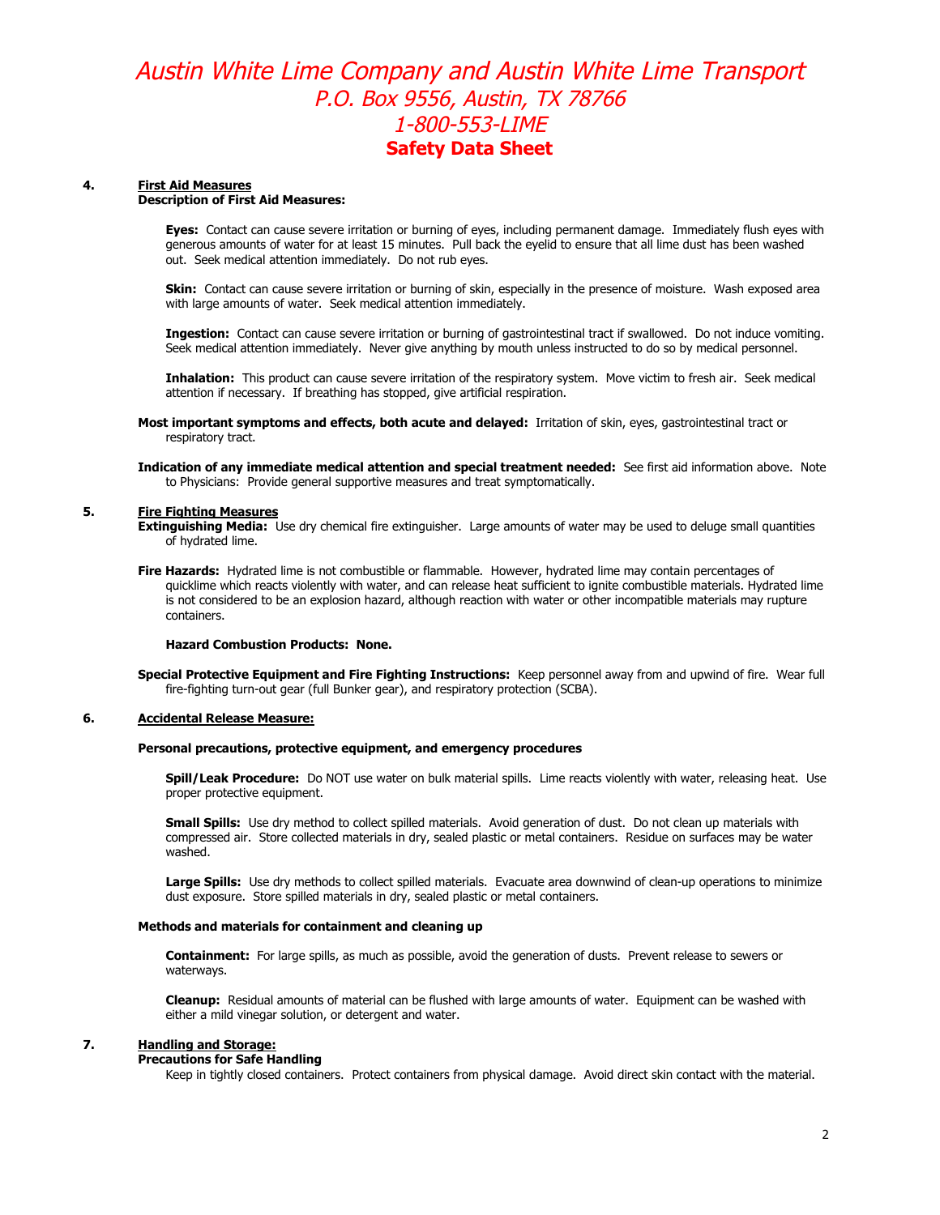## 4. First Aid Measures

**Description of First Aid Measures:**

**Eyes:** Contact can cause severe irritation or burning of eyes, including permanent damage. Immediately flush eyes with generous amounts of water for at least 15 minutes. Pull back the eyelid to ensure that all lime dust has been washed out. Seek medical attention immediately. Do not rub eyes.

**Skin:** Contact can cause severe irritation or burning of skin, especially in the presence of moisture. Wash exposed area with large amounts of water. Seek medical attention immediately.

**Ingestion:** Contact can cause severe irritation or burning of gastrointestinal tract if swallowed. Do not induce vomiting. Seek medical attention immediately. Never give anything by mouth unless instructed to do so by medical personnel.

**Inhalation:** This product can cause severe irritation of the respiratory system. Move victim to fresh air. Seek medical attention if necessary. If breathing has stopped, give artificial respiration.

**Most important symptoms and effects, both acute and delayed:** Irritation of skin, eyes, gastrointestinal tract or respiratory tract.

**Indication of any immediate medical attention and special treatment needed:** See first aid information above. Note to Physicians: Provide general supportive measures and treat symptomatically.

## 5. Fire Fighting Measures

**Extinguishing Media:** Use dry chemical fire extinguisher. Large amounts of water may be used to deluge small quantities of hydrated lime.

**Fire Hazards:** Hydrated lime is not combustible or flammable. However, hydrated lime may contain percentages of quicklime which reacts violently with water, and can release heat sufficient to ignite combustible materials. Hydrated lime is not considered to be an explosion hazard, although reaction with water or other incompatible materials may rupture containers.

**Hazard Combustion Products: None.**

**Special Protective Equipment and Fire Fighting Instructions:** Keep personnel away from and upwind of fire. Wear full fire-fighting turn-out gear (full Bunker gear), and respiratory protection (SCBA).

## 6. Accidental Release Measure:

**Personal precautions, protective equipment, and emergency procedures**

**Spill/Leak Procedure:** Do NOT use water on bulk material spills. Lime reacts violently with water, releasing heat. Use proper protective equipment.

**Small Spills:** Use dry method to collect spilled materials. Avoid generation of dust. Do not clean up materials with compressed air. Store collected materials in dry, sealed plastic or metal containers. Residue on surfaces may be water washed.

**Large Spills:** Use dry methods to collect spilled materials. Evacuate area downwind of clean-up operations to minimize dust exposure. Store spilled materials in dry, sealed plastic or metal containers.

**Methods and materials for containment and cleaning up**

**Containment:** For large spills, as much as possible, avoid the generation of dusts. Prevent release to sewers or waterways.

**Cleanup:** Residual amounts of material can be flushed with large amounts of water. Equipment can be washed with either a mild vinegar solution, or detergent and water.

## 7. Handling and Storage:

**Precautions for Safe Handling**

Keep in tightly closed containers. Protect containers from physical damage. Avoid direct skin contact with the material.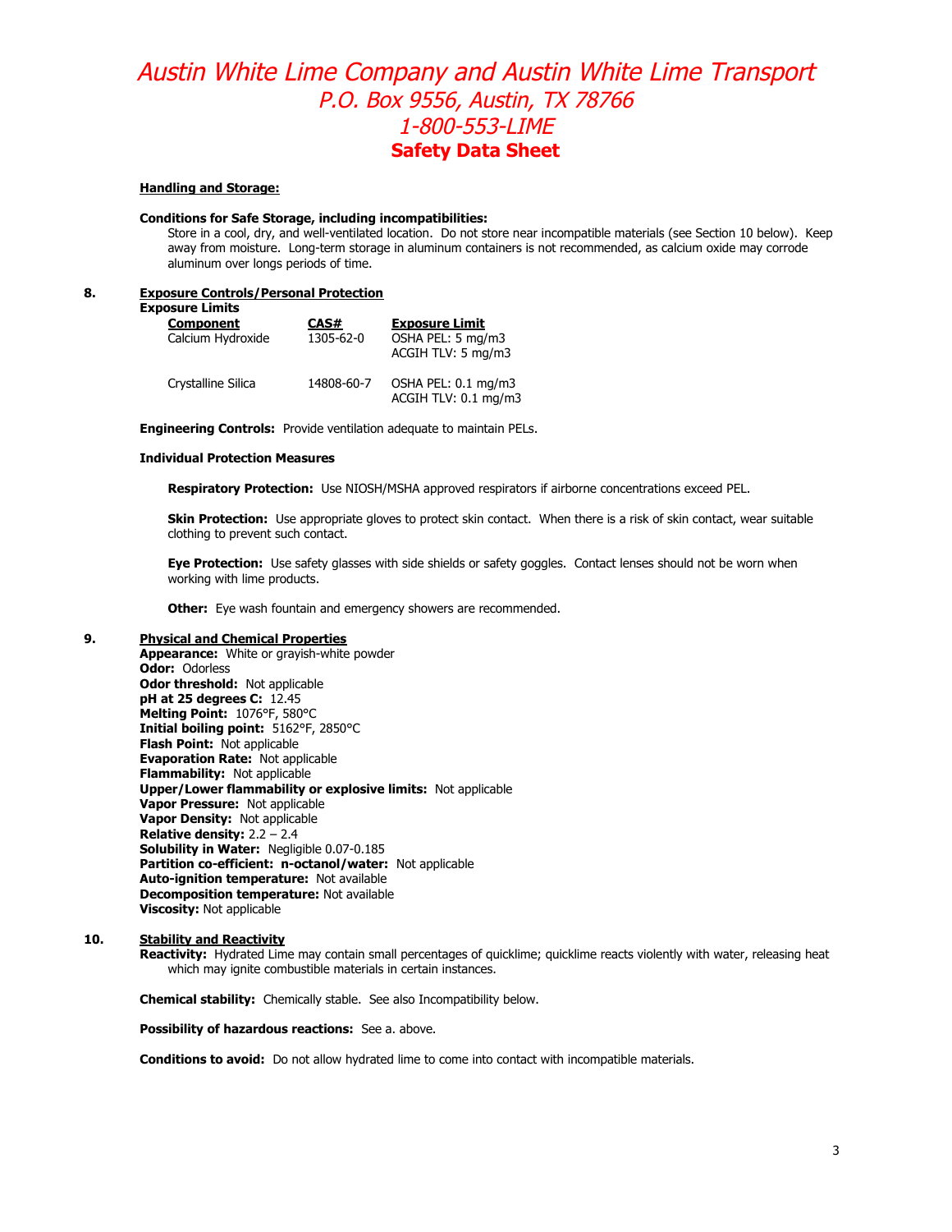**Handling and Storage:**

**Conditions for Safe Storage, including incompatibilities:**
Store in a cool, dry, and well-ventilated location. Do not store near incompatible materials (see Section 10 below). Keep away from moisture. Long-term storage in aluminum containers is not recommended, as calcium oxide may corrode aluminum over longs periods of time.

## 8. Exposure Controls/Personal Protection

**Exposure Limits**

| Component | CAS# | Exposure Limit |
|---|---|---|
| Calcium Hydroxide | 1305-62-0 | OSHA PEL: 5 mg/m3<br>ACGIH TLV: 5 mg/m3 |
| Crystalline Silica | 14808-60-7 | OSHA PEL: 0.1 mg/m3<br>ACGIH TLV: 0.1 mg/m3 |

**Engineering Controls:** Provide ventilation adequate to maintain PELs.

**Individual Protection Measures**

**Respiratory Protection:** Use NIOSH/MSHA approved respirators if airborne concentrations exceed PEL.

**Skin Protection:** Use appropriate gloves to protect skin contact. When there is a risk of skin contact, wear suitable clothing to prevent such contact.

**Eye Protection:** Use safety glasses with side shields or safety goggles. Contact lenses should not be worn when working with lime products.

**Other:** Eye wash fountain and emergency showers are recommended.

## 9. Physical and Chemical Properties

**Appearance:** White or grayish-white powder
**Odor:** Odorless
**Odor threshold:** Not applicable
**pH at 25 degrees C:** 12.45
**Melting Point:** 1076°F, 580°C
**Initial boiling point:** 5162°F, 2850°C
**Flash Point:** Not applicable
**Evaporation Rate:** Not applicable
**Flammability:** Not applicable
**Upper/Lower flammability or explosive limits:** Not applicable
**Vapor Pressure:** Not applicable
**Vapor Density:** Not applicable
**Relative density:** 2.2 – 2.4
**Solubility in Water:** Negligible 0.07-0.185
**Partition co-efficient: n-octanol/water:** Not applicable
**Auto-ignition temperature:** Not available
**Decomposition temperature:** Not available
**Viscosity:** Not applicable

## 10. Stability and Reactivity

**Reactivity:** Hydrated Lime may contain small percentages of quicklime; quicklime reacts violently with water, releasing heat which may ignite combustible materials in certain instances.

**Chemical stability:** Chemically stable. See also Incompatibility below.

**Possibility of hazardous reactions:** See a. above.

**Conditions to avoid:** Do not allow hydrated lime to come into contact with incompatible materials.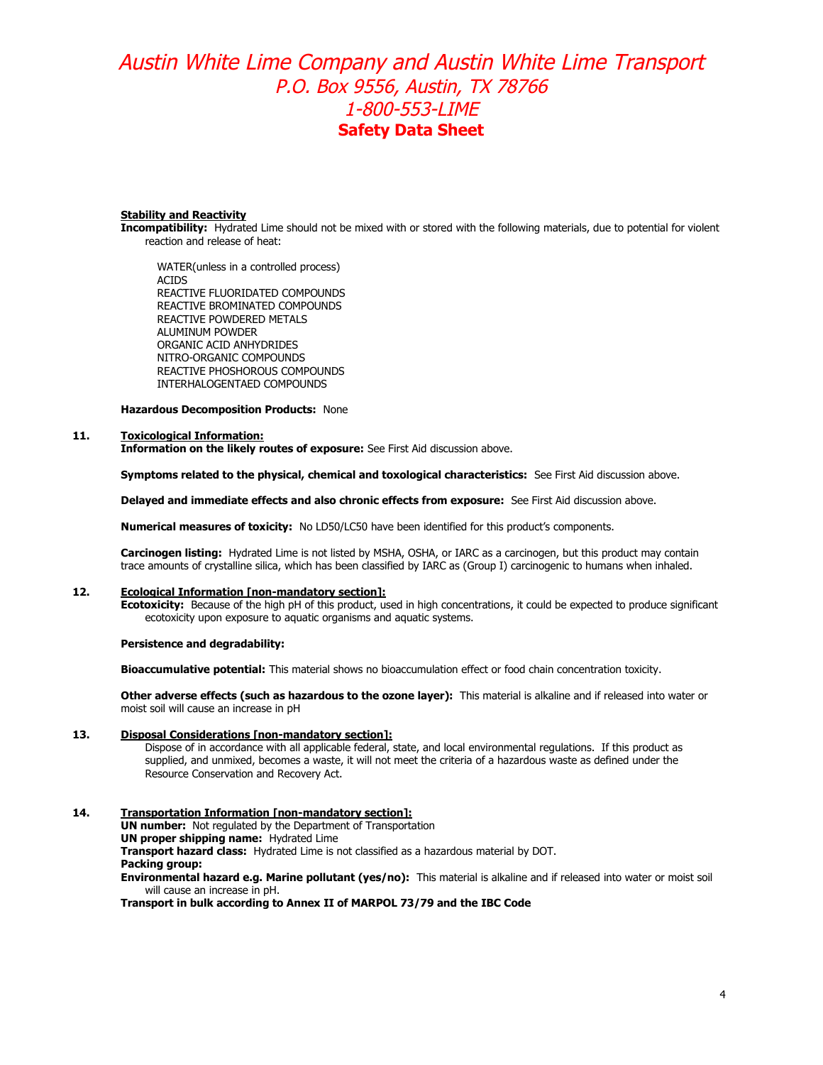**Stability and Reactivity**

**Incompatibility:** Hydrated Lime should not be mixed with or stored with the following materials, due to potential for violent reaction and release of heat:

WATER(unless in a controlled process)
ACIDS
REACTIVE FLUORIDATED COMPOUNDS
REACTIVE BROMINATED COMPOUNDS
REACTIVE POWDERED METALS
ALUMINUM POWDER
ORGANIC ACID ANHYDRIDES
NITRO-ORGANIC COMPOUNDS
REACTIVE PHOSHOROUS COMPOUNDS
INTERHALOGENTAED COMPOUNDS

**Hazardous Decomposition Products:** None

## 11. Toxicological Information:

**Information on the likely routes of exposure:** See First Aid discussion above.

**Symptoms related to the physical, chemical and toxological characteristics:** See First Aid discussion above.

**Delayed and immediate effects and also chronic effects from exposure:** See First Aid discussion above.

**Numerical measures of toxicity:** No LD50/LC50 have been identified for this product's components.

**Carcinogen listing:** Hydrated Lime is not listed by MSHA, OSHA, or IARC as a carcinogen, but this product may contain trace amounts of crystalline silica, which has been classified by IARC as (Group I) carcinogenic to humans when inhaled.

## 12. Ecological Information [non-mandatory section]:

**Ecotoxicity:** Because of the high pH of this product, used in high concentrations, it could be expected to produce significant ecotoxicity upon exposure to aquatic organisms and aquatic systems.

**Persistence and degradability:**

**Bioaccumulative potential:** This material shows no bioaccumulation effect or food chain concentration toxicity.

**Other adverse effects (such as hazardous to the ozone layer):** This material is alkaline and if released into water or moist soil will cause an increase in pH

## 13. Disposal Considerations [non-mandatory section]:

Dispose of in accordance with all applicable federal, state, and local environmental regulations. If this product as supplied, and unmixed, becomes a waste, it will not meet the criteria of a hazardous waste as defined under the Resource Conservation and Recovery Act.

## 14. Transportation Information [non-mandatory section]:

**UN number:** Not regulated by the Department of Transportation
**UN proper shipping name:** Hydrated Lime
**Transport hazard class:** Hydrated Lime is not classified as a hazardous material by DOT.
**Packing group:**
**Environmental hazard e.g. Marine pollutant (yes/no):** This material is alkaline and if released into water or moist soil will cause an increase in pH.
**Transport in bulk according to Annex II of MARPOL 73/79 and the IBC Code**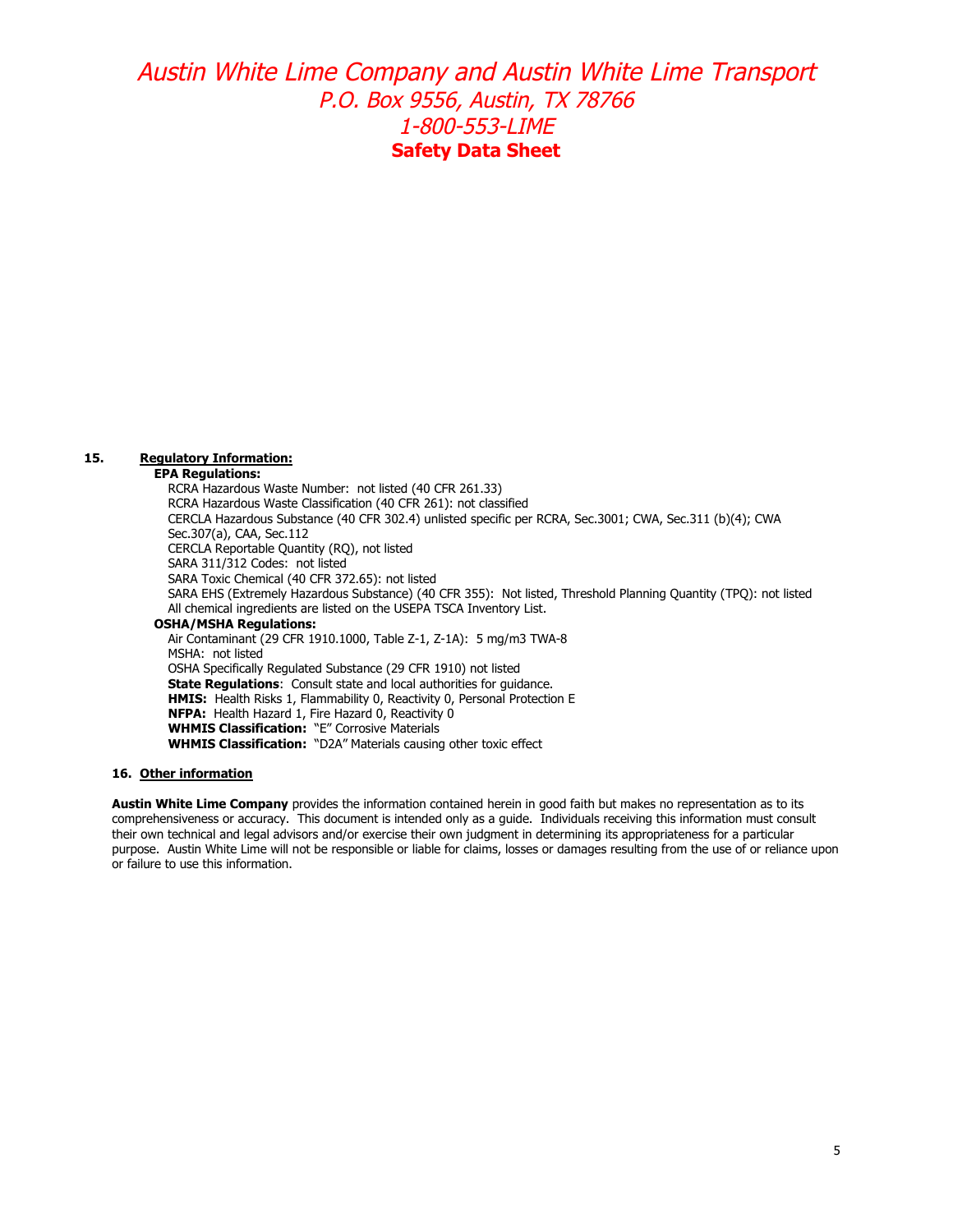## 15. Regulatory Information:

**EPA Regulations:**

RCRA Hazardous Waste Number: not listed (40 CFR 261.33)
RCRA Hazardous Waste Classification (40 CFR 261): not classified
CERCLA Hazardous Substance (40 CFR 302.4) unlisted specific per RCRA, Sec.3001; CWA, Sec.311 (b)(4); CWA Sec.307(a), CAA, Sec.112
CERCLA Reportable Quantity (RQ), not listed
SARA 311/312 Codes: not listed
SARA Toxic Chemical (40 CFR 372.65): not listed
SARA EHS (Extremely Hazardous Substance) (40 CFR 355): Not listed, Threshold Planning Quantity (TPQ): not listed
All chemical ingredients are listed on the USEPA TSCA Inventory List.

**OSHA/MSHA Regulations:**

Air Contaminant (29 CFR 1910.1000, Table Z-1, Z-1A): 5 mg/m3 TWA-8
MSHA: not listed
OSHA Specifically Regulated Substance (29 CFR 1910) not listed
**State Regulations**: Consult state and local authorities for guidance.
**HMIS:** Health Risks 1, Flammability 0, Reactivity 0, Personal Protection E
**NFPA:** Health Hazard 1, Fire Hazard 0, Reactivity 0
**WHMIS Classification:** "E" Corrosive Materials
**WHMIS Classification:** "D2A" Materials causing other toxic effect

## 16. Other information

**Austin White Lime Company** provides the information contained herein in good faith but makes no representation as to its comprehensiveness or accuracy. This document is intended only as a guide. Individuals receiving this information must consult their own technical and legal advisors and/or exercise their own judgment in determining its appropriateness for a particular purpose. Austin White Lime will not be responsible or liable for claims, losses or damages resulting from the use of or reliance upon or failure to use this information.